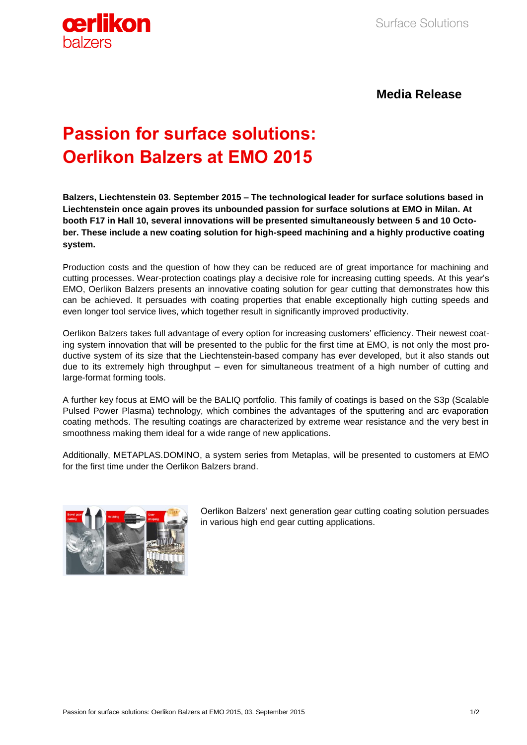**Media Release**

# Passion for surface solutions: Oerlikon Balzers at EMO 2015

**Balzers, Liechtenstein 03. September 2015 – The technological leader for surface solutions based in Liechtenstein once again proves its unbounded passion for surface solutions at EMO in Milan. At booth F17 in Hall 10, several innovations will be presented simultaneously between 5 and 10 October. These include a new coating solution for high-speed machining and a highly productive coating system.**

Production costs and the question of how they can be reduced are of great importance for machining and cutting processes. Wear-protection coatings play a decisive role for increasing cutting speeds. At this year's EMO, Oerlikon Balzers presents an innovative coating solution for gear cutting that demonstrates how this can be achieved. It persuades with coating properties that enable exceptionally high cutting speeds and even longer tool service lives, which together result in significantly improved productivity.

Oerlikon Balzers takes full advantage of every option for increasing customers' efficiency. Their newest coating system innovation that will be presented to the public for the first time at EMO, is not only the most productive system of its size that the Liechtenstein-based company has ever developed, but it also stands out due to its extremely high throughput – even for simultaneous treatment of a high number of cutting and large-format forming tools.

A further key focus at EMO will be the BALIQ portfolio. This family of coatings is based on the S3p (Scalable Pulsed Power Plasma) technology, which combines the advantages of the sputtering and arc evaporation coating methods. The resulting coatings are characterized by extreme wear resistance and the very best in smoothness making them ideal for a wide range of new applications.

Additionally, METAPLAS.DOMINO, a system series from Metaplas, will be presented to customers at EMO for the first time under the Oerlikon Balzers brand.

Oerlikon Balzers' next generation gear cutting coating solution persuades in various high end gear cutting applications.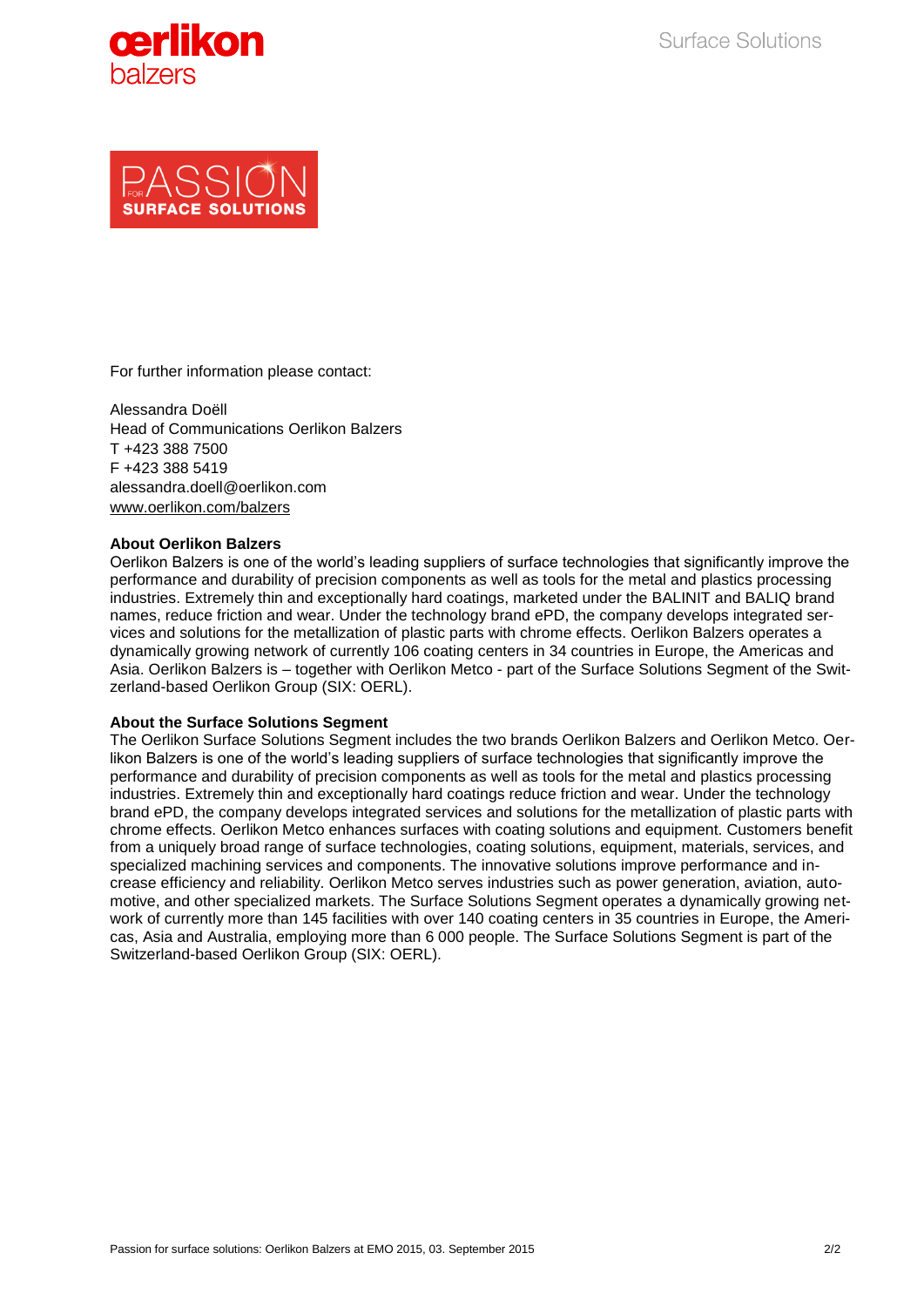For further information please contact:

Alessandra Doëll
Head of Communications Oerlikon Balzers
T +423 388 7500
F +423 388 5419
alessandra.doell@oerlikon.com
www.oerlikon.com/balzers

**About Oerlikon Balzers**

Oerlikon Balzers is one of the world's leading suppliers of surface technologies that significantly improve the performance and durability of precision components as well as tools for the metal and plastics processing industries. Extremely thin and exceptionally hard coatings, marketed under the BALINIT and BALIQ brand names, reduce friction and wear. Under the technology brand ePD, the company develops integrated services and solutions for the metallization of plastic parts with chrome effects. Oerlikon Balzers operates a dynamically growing network of currently 106 coating centers in 34 countries in Europe, the Americas and Asia. Oerlikon Balzers is – together with Oerlikon Metco - part of the Surface Solutions Segment of the Switzerland-based Oerlikon Group (SIX: OERL).

**About the Surface Solutions Segment**

The Oerlikon Surface Solutions Segment includes the two brands Oerlikon Balzers and Oerlikon Metco. Oerlikon Balzers is one of the world's leading suppliers of surface technologies that significantly improve the performance and durability of precision components as well as tools for the metal and plastics processing industries. Extremely thin and exceptionally hard coatings reduce friction and wear. Under the technology brand ePD, the company develops integrated services and solutions for the metallization of plastic parts with chrome effects. Oerlikon Metco enhances surfaces with coating solutions and equipment. Customers benefit from a uniquely broad range of surface technologies, coating solutions, equipment, materials, services, and specialized machining services and components. The innovative solutions improve performance and increase efficiency and reliability. Oerlikon Metco serves industries such as power generation, aviation, automotive, and other specialized markets. The Surface Solutions Segment operates a dynamically growing network of currently more than 145 facilities with over 140 coating centers in 35 countries in Europe, the Americas, Asia and Australia, employing more than 6 000 people. The Surface Solutions Segment is part of the Switzerland-based Oerlikon Group (SIX: OERL).